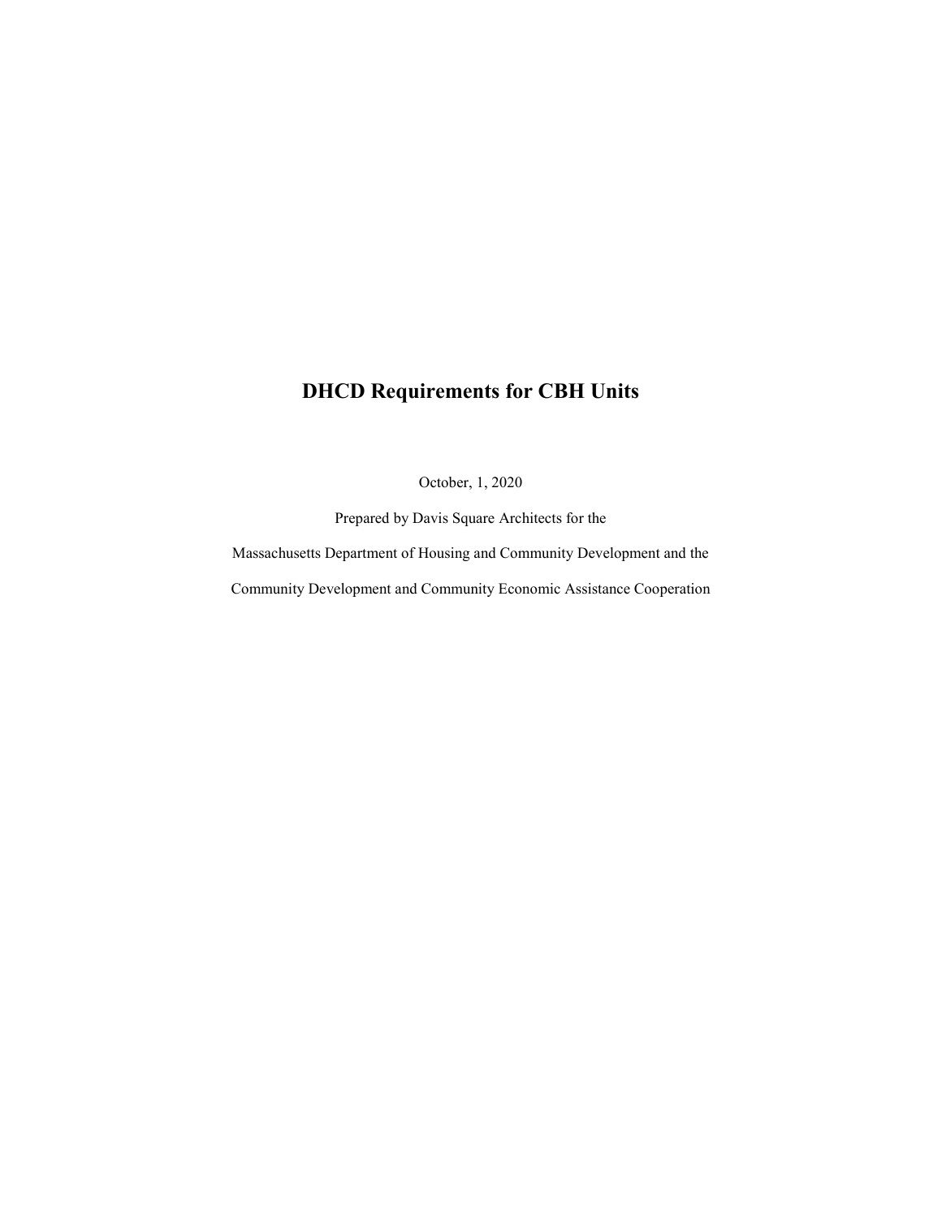# DHCD Requirements for CBH Units

October, 1, 2020

Prepared by Davis Square Architects for the

Massachusetts Department of Housing and Community Development and the

Community Development and Community Economic Assistance Cooperation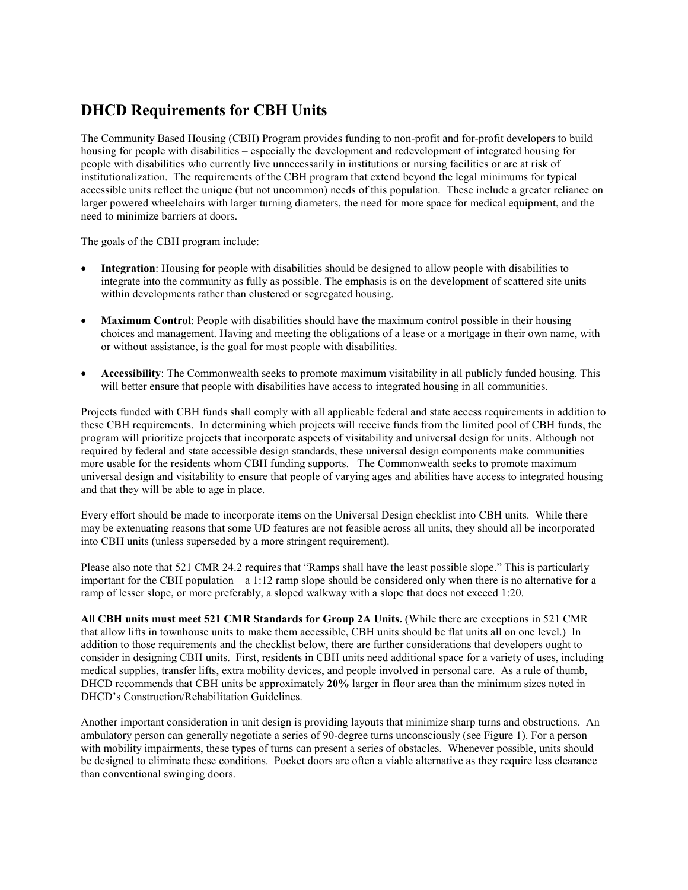## DHCD Requirements for CBH Units

The Community Based Housing (CBH) Program provides funding to non-profit and for-profit developers to build housing for people with disabilities – especially the development and redevelopment of integrated housing for people with disabilities who currently live unnecessarily in institutions or nursing facilities or are at risk of institutionalization. The requirements of the CBH program that extend beyond the legal minimums for typical accessible units reflect the unique (but not uncommon) needs of this population. These include a greater reliance on larger powered wheelchairs with larger turning diameters, the need for more space for medical equipment, and the need to minimize barriers at doors.

The goals of the CBH program include:

- **Integration**: Housing for people with disabilities should be designed to allow people with disabilities to integrate into the community as fully as possible. The emphasis is on the development of scattered site units within developments rather than clustered or segregated housing.
- **Maximum Control**: People with disabilities should have the maximum control possible in their housing choices and management. Having and meeting the obligations of a lease or a mortgage in their own name, with or without assistance, is the goal for most people with disabilities.
- **Accessibility**: The Commonwealth seeks to promote maximum visitability in all publicly funded housing. This will better ensure that people with disabilities have access to integrated housing in all communities.

Projects funded with CBH funds shall comply with all applicable federal and state access requirements in addition to these CBH requirements. In determining which projects will receive funds from the limited pool of CBH funds, the program will prioritize projects that incorporate aspects of visitability and universal design for units. Although not required by federal and state accessible design standards, these universal design components make communities more usable for the residents whom CBH funding supports. The Commonwealth seeks to promote maximum universal design and visitability to ensure that people of varying ages and abilities have access to integrated housing and that they will be able to age in place.

Every effort should be made to incorporate items on the Universal Design checklist into CBH units. While there may be extenuating reasons that some UD features are not feasible across all units, they should all be incorporated into CBH units (unless superseded by a more stringent requirement).

Please also note that 521 CMR 24.2 requires that "Ramps shall have the least possible slope." This is particularly important for the CBH population – a 1:12 ramp slope should be considered only when there is no alternative for a ramp of lesser slope, or more preferably, a sloped walkway with a slope that does not exceed 1:20.

**All CBH units must meet 521 CMR Standards for Group 2A Units.** (While there are exceptions in 521 CMR that allow lifts in townhouse units to make them accessible, CBH units should be flat units all on one level.) In addition to those requirements and the checklist below, there are further considerations that developers ought to consider in designing CBH units. First, residents in CBH units need additional space for a variety of uses, including medical supplies, transfer lifts, extra mobility devices, and people involved in personal care. As a rule of thumb, DHCD recommends that CBH units be approximately **20%** larger in floor area than the minimum sizes noted in DHCD's Construction/Rehabilitation Guidelines.

Another important consideration in unit design is providing layouts that minimize sharp turns and obstructions. An ambulatory person can generally negotiate a series of 90-degree turns unconsciously (see Figure 1). For a person with mobility impairments, these types of turns can present a series of obstacles. Whenever possible, units should be designed to eliminate these conditions. Pocket doors are often a viable alternative as they require less clearance than conventional swinging doors.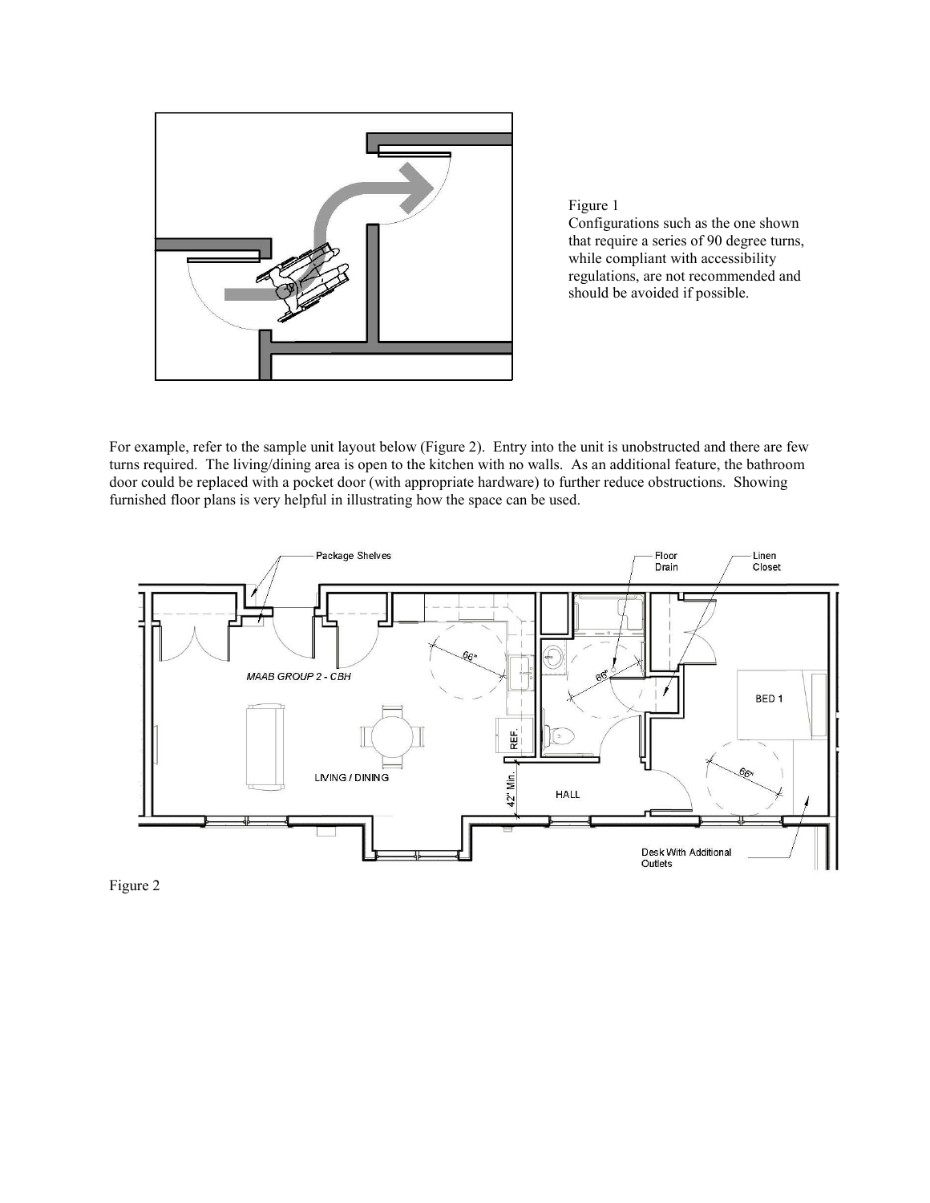Figure 1
Configurations such as the one shown that require a series of 90 degree turns, while compliant with accessibility regulations, are not recommended and should be avoided if possible.

For example, refer to the sample unit layout below (Figure 2). Entry into the unit is unobstructed and there are few turns required. The living/dining area is open to the kitchen with no walls. As an additional feature, the bathroom door could be replaced with a pocket door (with appropriate hardware) to further reduce obstructions. Showing furnished floor plans is very helpful in illustrating how the space can be used.

Figure 2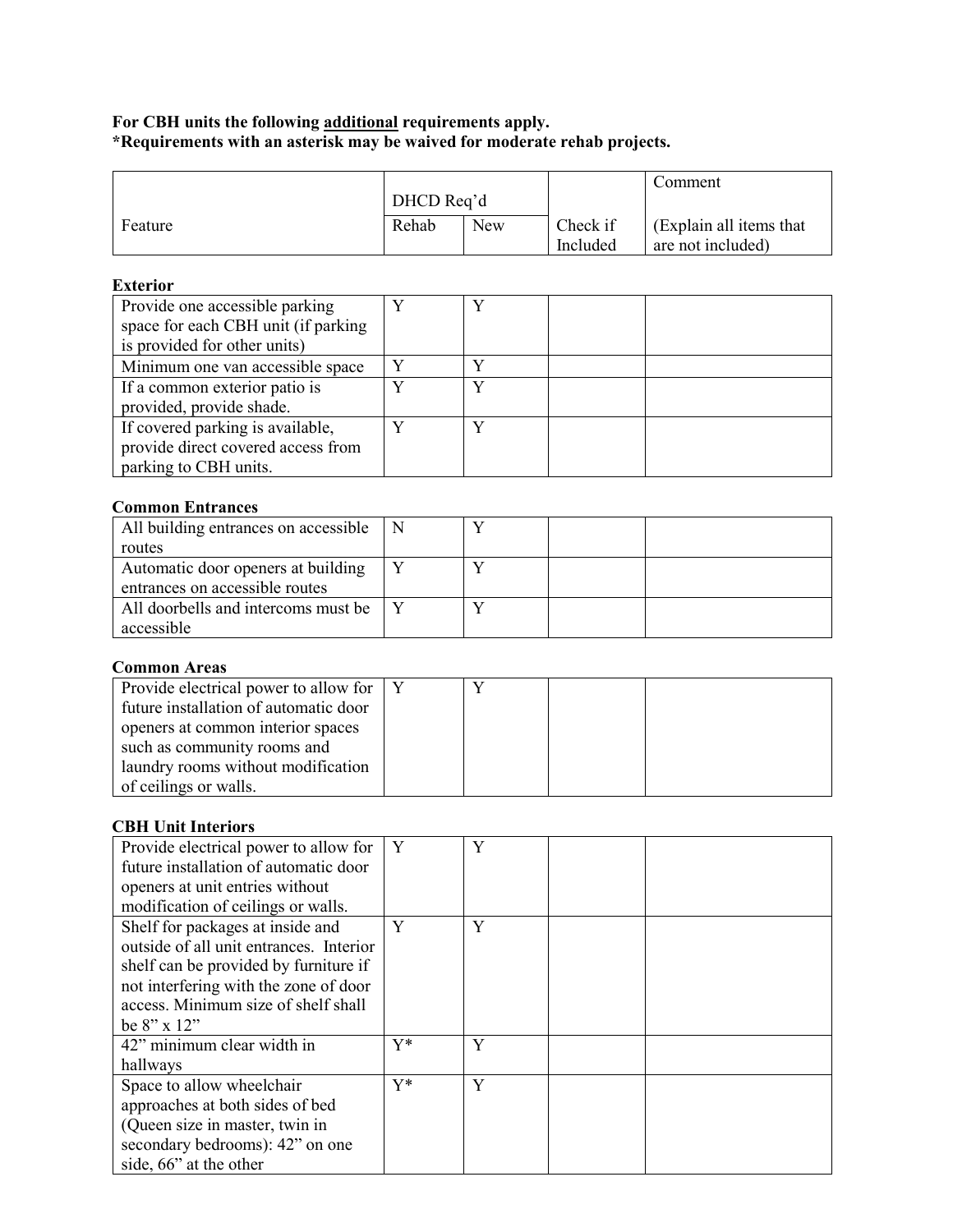**For CBH units the following additional requirements apply.**
**\*Requirements with an asterisk may be waived for moderate rehab projects.**

| Feature | DHCD Req'd | | Check if Included | Comment (Explain all items that are not included) |
|---|---|---|---|---|
| | Rehab | New | | |

**Exterior**

| | | | | |
|---|---|---|---|---|
| Provide one accessible parking space for each CBH unit (if parking is provided for other units) | Y | Y | | |
| Minimum one van accessible space | Y | Y | | |
| If a common exterior patio is provided, provide shade. | Y | Y | | |
| If covered parking is available, provide direct covered access from parking to CBH units. | Y | Y | | |

**Common Entrances**

| | | | | |
|---|---|---|---|---|
| All building entrances on accessible routes | N | Y | | |
| Automatic door openers at building entrances on accessible routes | Y | Y | | |
| All doorbells and intercoms must be accessible | Y | Y | | |

**Common Areas**

| | | | | |
|---|---|---|---|---|
| Provide electrical power to allow for future installation of automatic door openers at common interior spaces such as community rooms and laundry rooms without modification of ceilings or walls. | Y | Y | | |

**CBH Unit Interiors**

| | | | | |
|---|---|---|---|---|
| Provide electrical power to allow for future installation of automatic door openers at unit entries without modification of ceilings or walls. | Y | Y | | |
| Shelf for packages at inside and outside of all unit entrances. Interior shelf can be provided by furniture if not interfering with the zone of door access. Minimum size of shelf shall be 8" x 12" | Y | Y | | |
| 42" minimum clear width in hallways | Y* | Y | | |
| Space to allow wheelchair approaches at both sides of bed (Queen size in master, twin in secondary bedrooms): 42" on one side, 66" at the other | Y* | Y | | |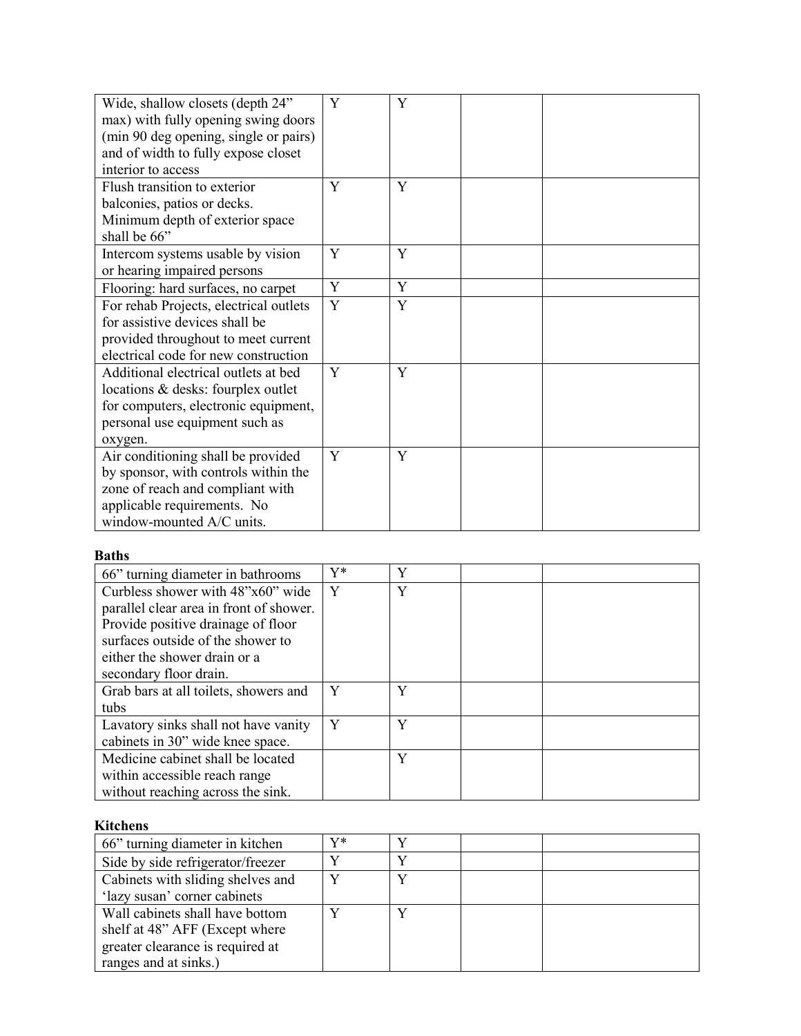| | | | | |
|---|---|---|---|---|
| Wide, shallow closets (depth 24" max) with fully opening swing doors (min 90 deg opening, single or pairs) and of width to fully expose closet interior to access | Y | Y | | |
| Flush transition to exterior balconies, patios or decks. Minimum depth of exterior space shall be 66" | Y | Y | | |
| Intercom systems usable by vision or hearing impaired persons | Y | Y | | |
| Flooring: hard surfaces, no carpet | Y | Y | | |
| For rehab Projects, electrical outlets for assistive devices shall be provided throughout to meet current electrical code for new construction | Y | Y | | |
| Additional electrical outlets at bed locations & desks: fourplex outlet for computers, electronic equipment, personal use equipment such as oxygen. | Y | Y | | |
| Air conditioning shall be provided by sponsor, with controls within the zone of reach and compliant with applicable requirements. No window-mounted A/C units. | Y | Y | | |

**Baths**

| | | | | |
|---|---|---|---|---|
| 66" turning diameter in bathrooms | Y* | Y | | |
| Curbless shower with 48"x60" wide parallel clear area in front of shower. Provide positive drainage of floor surfaces outside of the shower to either the shower drain or a secondary floor drain. | Y | Y | | |
| Grab bars at all toilets, showers and tubs | Y | Y | | |
| Lavatory sinks shall not have vanity cabinets in 30" wide knee space. | Y | Y | | |
| Medicine cabinet shall be located within accessible reach range without reaching across the sink. | | Y | | |

**Kitchens**

| | | | | |
|---|---|---|---|---|
| 66" turning diameter in kitchen | Y* | Y | | |
| Side by side refrigerator/freezer | Y | Y | | |
| Cabinets with sliding shelves and 'lazy susan' corner cabinets | Y | Y | | |
| Wall cabinets shall have bottom shelf at 48" AFF (Except where greater clearance is required at ranges and at sinks.) | Y | Y | | |